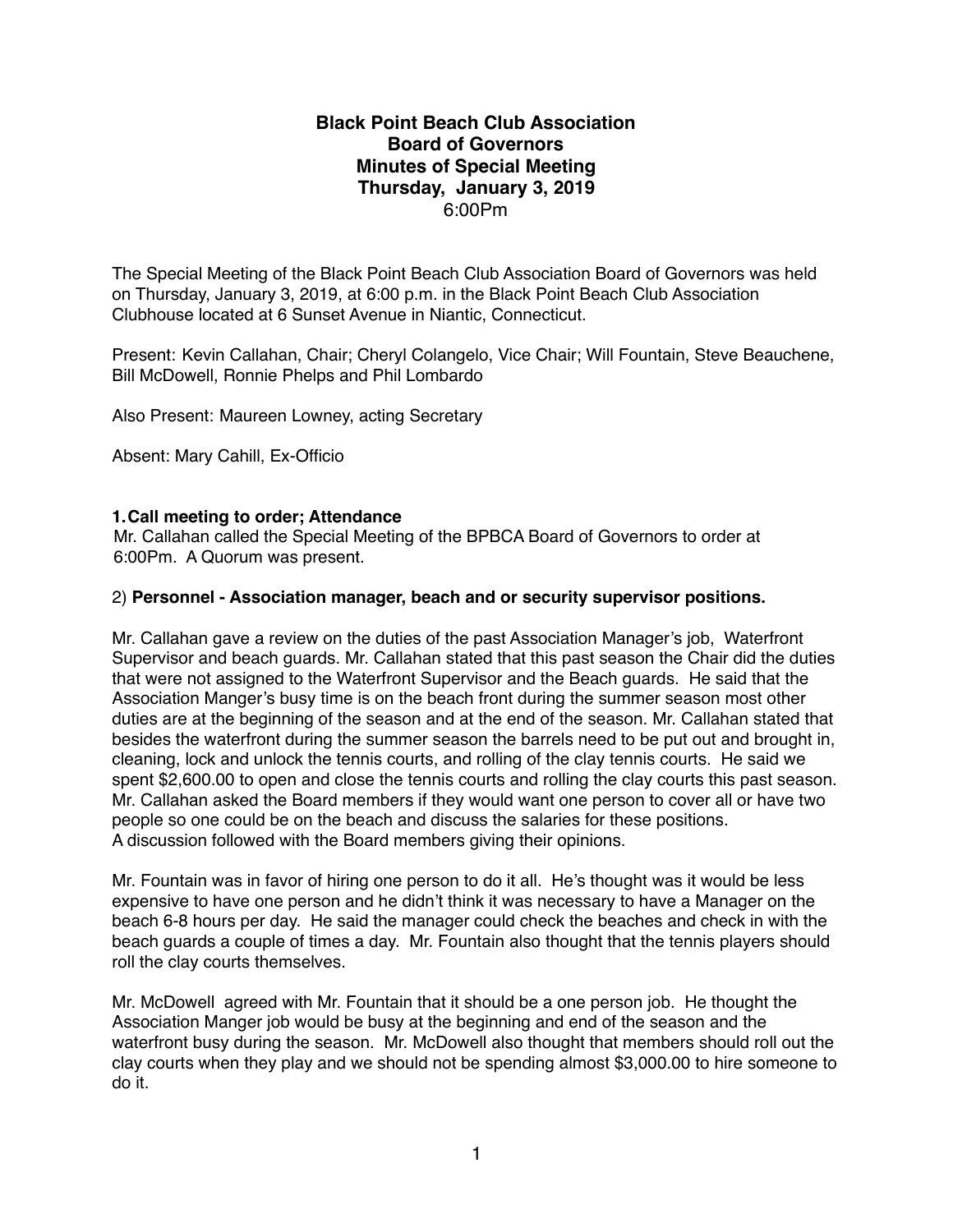# Black Point Beach Club Association
## Board of Governors
## Minutes of Special Meeting
## Thursday, January 3, 2019
6:00Pm

The Special Meeting of the Black Point Beach Club Association Board of Governors was held on Thursday, January 3, 2019, at 6:00 p.m. in the Black Point Beach Club Association Clubhouse located at 6 Sunset Avenue in Niantic, Connecticut.

Present: Kevin Callahan, Chair; Cheryl Colangelo, Vice Chair; Will Fountain, Steve Beauchene, Bill McDowell, Ronnie Phelps and Phil Lombardo

Also Present: Maureen Lowney, acting Secretary

Absent: Mary Cahill, Ex-Officio

**1. Call meeting to order; Attendance**

Mr. Callahan called the Special Meeting of the BPBCA Board of Governors to order at 6:00Pm. A Quorum was present.

2) **Personnel - Association manager, beach and or security supervisor positions.**

Mr. Callahan gave a review on the duties of the past Association Manager's job, Waterfront Supervisor and beach guards. Mr. Callahan stated that this past season the Chair did the duties that were not assigned to the Waterfront Supervisor and the Beach guards. He said that the Association Manger's busy time is on the beach front during the summer season most other duties are at the beginning of the season and at the end of the season. Mr. Callahan stated that besides the waterfront during the summer season the barrels need to be put out and brought in, cleaning, lock and unlock the tennis courts, and rolling of the clay tennis courts. He said we spent $2,600.00 to open and close the tennis courts and rolling the clay courts this past season. Mr. Callahan asked the Board members if they would want one person to cover all or have two people so one could be on the beach and discuss the salaries for these positions. A discussion followed with the Board members giving their opinions.

Mr. Fountain was in favor of hiring one person to do it all. He's thought was it would be less expensive to have one person and he didn't think it was necessary to have a Manager on the beach 6-8 hours per day. He said the manager could check the beaches and check in with the beach guards a couple of times a day. Mr. Fountain also thought that the tennis players should roll the clay courts themselves.

Mr. McDowell agreed with Mr. Fountain that it should be a one person job. He thought the Association Manger job would be busy at the beginning and end of the season and the waterfront busy during the season. Mr. McDowell also thought that members should roll out the clay courts when they play and we should not be spending almost $3,000.00 to hire someone to do it.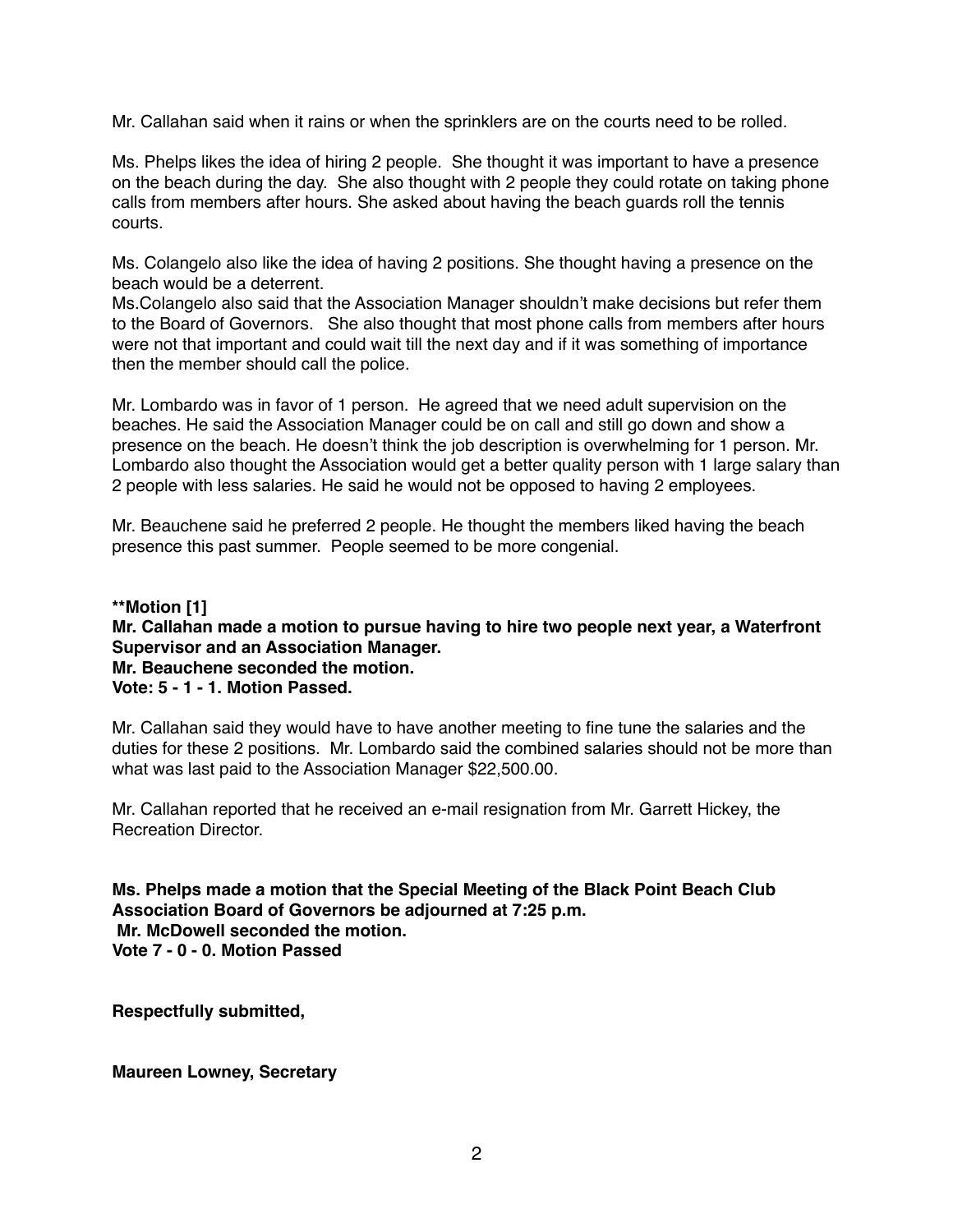Mr. Callahan said when it rains or when the sprinklers are on the courts need to be rolled.

Ms. Phelps likes the idea of hiring 2 people. She thought it was important to have a presence on the beach during the day. She also thought with 2 people they could rotate on taking phone calls from members after hours. She asked about having the beach guards roll the tennis courts.

Ms. Colangelo also like the idea of having 2 positions. She thought having a presence on the beach would be a deterrent.
Ms.Colangelo also said that the Association Manager shouldn't make decisions but refer them to the Board of Governors. She also thought that most phone calls from members after hours were not that important and could wait till the next day and if it was something of importance then the member should call the police.

Mr. Lombardo was in favor of 1 person. He agreed that we need adult supervision on the beaches. He said the Association Manager could be on call and still go down and show a presence on the beach. He doesn't think the job description is overwhelming for 1 person. Mr. Lombardo also thought the Association would get a better quality person with 1 large salary than 2 people with less salaries. He said he would not be opposed to having 2 employees.

Mr. Beauchene said he preferred 2 people. He thought the members liked having the beach presence this past summer. People seemed to be more congenial.

**\*\*Motion [1]**
**Mr. Callahan made a motion to pursue having to hire two people next year, a Waterfront Supervisor and an Association Manager.**
**Mr. Beauchene seconded the motion.**
**Vote: 5 - 1 - 1. Motion Passed.**

Mr. Callahan said they would have to have another meeting to fine tune the salaries and the duties for these 2 positions. Mr. Lombardo said the combined salaries should not be more than what was last paid to the Association Manager $22,500.00.

Mr. Callahan reported that he received an e-mail resignation from Mr. Garrett Hickey, the Recreation Director.

**Ms. Phelps made a motion that the Special Meeting of the Black Point Beach Club Association Board of Governors be adjourned at 7:25 p.m.**
**Mr. McDowell seconded the motion.**
**Vote 7 - 0 - 0. Motion Passed**

**Respectfully submitted,**

**Maureen Lowney, Secretary**